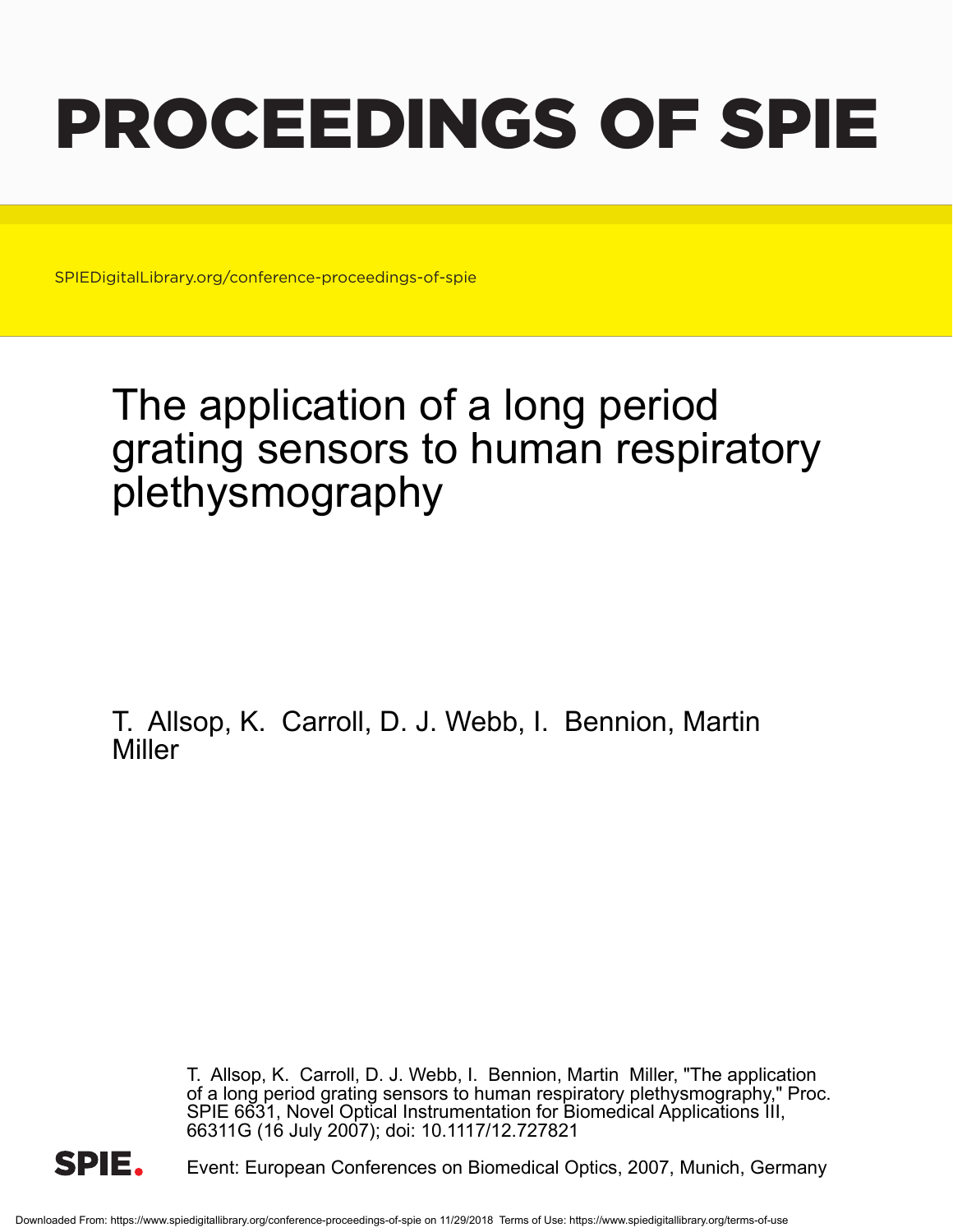# PROCEEDINGS OF SPIE

SPIEDigitalLibrary.org/conference-proceedings-of-spie

## The application of a long period grating sensors to human respiratory plethysmography

T. Allsop, K. Carroll, D. J. Webb, I. Bennion, Martin Miller

T. Allsop, K. Carroll, D. J. Webb, I. Bennion, Martin Miller, "The application of a long period grating sensors to human respiratory plethysmography," Proc. SPIE 6631, Novel Optical Instrumentation for Biomedical Applications III, 66311G (16 July 2007); doi: 10.1117/12.727821

Event: European Conferences on Biomedical Optics, 2007, Munich, Germany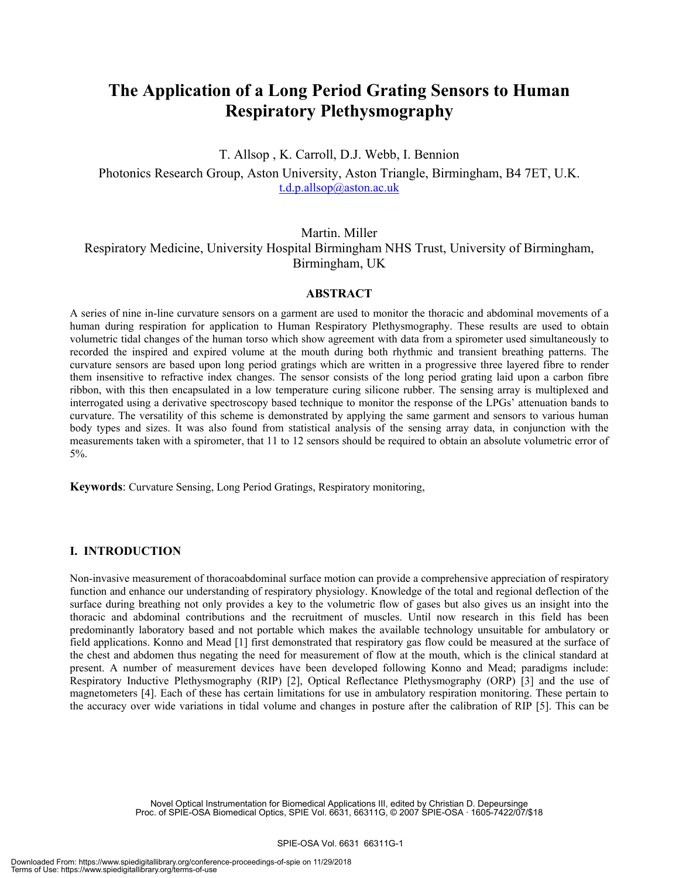# The Application of a Long Period Grating Sensors to Human Respiratory Plethysmography

T. Allsop , K. Carroll, D.J. Webb, I. Bennion

Photonics Research Group, Aston University, Aston Triangle, Birmingham, B4 7ET, U.K.

t.d.p.allsop@aston.ac.uk

Martin. Miller

Respiratory Medicine, University Hospital Birmingham NHS Trust, University of Birmingham, Birmingham, UK

## ABSTRACT

A series of nine in-line curvature sensors on a garment are used to monitor the thoracic and abdominal movements of a human during respiration for application to Human Respiratory Plethysmography. These results are used to obtain volumetric tidal changes of the human torso which show agreement with data from a spirometer used simultaneously to recorded the inspired and expired volume at the mouth during both rhythmic and transient breathing patterns. The curvature sensors are based upon long period gratings which are written in a progressive three layered fibre to render them insensitive to refractive index changes. The sensor consists of the long period grating laid upon a carbon fibre ribbon, with this then encapsulated in a low temperature curing silicone rubber. The sensing array is multiplexed and interrogated using a derivative spectroscopy based technique to monitor the response of the LPGs' attenuation bands to curvature. The versatility of this scheme is demonstrated by applying the same garment and sensors to various human body types and sizes. It was also found from statistical analysis of the sensing array data, in conjunction with the measurements taken with a spirometer, that 11 to 12 sensors should be required to obtain an absolute volumetric error of 5%.

**Keywords**: Curvature Sensing, Long Period Gratings, Respiratory monitoring,

## I. INTRODUCTION

Non-invasive measurement of thoracoabdominal surface motion can provide a comprehensive appreciation of respiratory function and enhance our understanding of respiratory physiology. Knowledge of the total and regional deflection of the surface during breathing not only provides a key to the volumetric flow of gases but also gives us an insight into the thoracic and abdominal contributions and the recruitment of muscles. Until now research in this field has been predominantly laboratory based and not portable which makes the available technology unsuitable for ambulatory or field applications. Konno and Mead [1] first demonstrated that respiratory gas flow could be measured at the surface of the chest and abdomen thus negating the need for measurement of flow at the mouth, which is the clinical standard at present. A number of measurement devices have been developed following Konno and Mead; paradigms include: Respiratory Inductive Plethysmography (RIP) [2], Optical Reflectance Plethysmography (ORP) [3] and the use of magnetometers [4]. Each of these has certain limitations for use in ambulatory respiration monitoring. These pertain to the accuracy over wide variations in tidal volume and changes in posture after the calibration of RIP [5]. This can be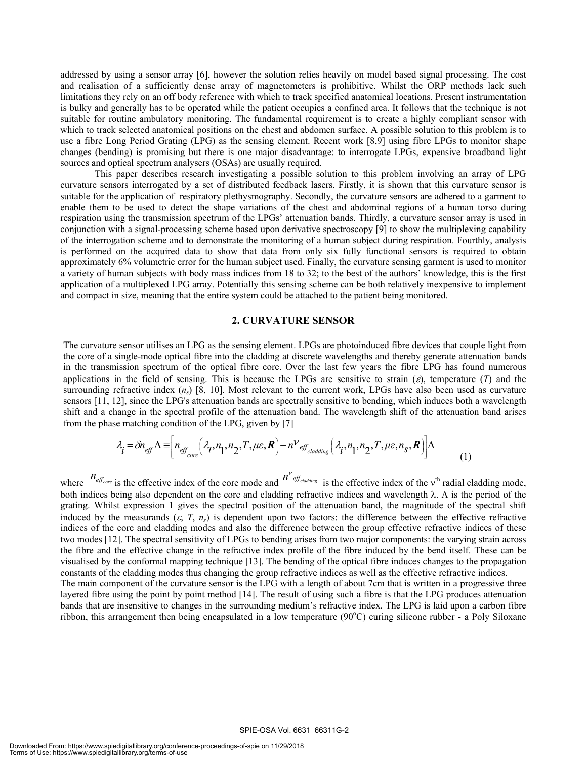addressed by using a sensor array [6], however the solution relies heavily on model based signal processing. The cost and realisation of a sufficiently dense array of magnetometers is prohibitive. Whilst the ORP methods lack such limitations they rely on an off body reference with which to track specified anatomical locations. Present instrumentation is bulky and generally has to be operated while the patient occupies a confined area. It follows that the technique is not suitable for routine ambulatory monitoring. The fundamental requirement is to create a highly compliant sensor with which to track selected anatomical positions on the chest and abdomen surface. A possible solution to this problem is to use a fibre Long Period Grating (LPG) as the sensing element. Recent work [8,9] using fibre LPGs to monitor shape changes (bending) is promising but there is one major disadvantage: to interrogate LPGs, expensive broadband light sources and optical spectrum analysers (OSAs) are usually required.

This paper describes research investigating a possible solution to this problem involving an array of LPG curvature sensors interrogated by a set of distributed feedback lasers. Firstly, it is shown that this curvature sensor is suitable for the application of respiratory plethysmography. Secondly, the curvature sensors are adhered to a garment to enable them to be used to detect the shape variations of the chest and abdominal regions of a human torso during respiration using the transmission spectrum of the LPGs' attenuation bands. Thirdly, a curvature sensor array is used in conjunction with a signal-processing scheme based upon derivative spectroscopy [9] to show the multiplexing capability of the interrogation scheme and to demonstrate the monitoring of a human subject during respiration. Fourthly, analysis is performed on the acquired data to show that data from only six fully functional sensors is required to obtain approximately 6% volumetric error for the human subject used. Finally, the curvature sensing garment is used to monitor a variety of human subjects with body mass indices from 18 to 32; to the best of the authors' knowledge, this is the first application of a multiplexed LPG array. Potentially this sensing scheme can be both relatively inexpensive to implement and compact in size, meaning that the entire system could be attached to the patient being monitored.

## 2. CURVATURE SENSOR

The curvature sensor utilises an LPG as the sensing element. LPGs are photoinduced fibre devices that couple light from the core of a single-mode optical fibre into the cladding at discrete wavelengths and thereby generate attenuation bands in the transmission spectrum of the optical fibre core. Over the last few years the fibre LPG has found numerous applications in the field of sensing. This is because the LPGs are sensitive to strain ($\varepsilon$), temperature ($T$) and the surrounding refractive index ($n_s$) [8, 10]. Most relevant to the current work, LPGs have also been used as curvature sensors [11, 12], since the LPG's attenuation bands are spectrally sensitive to bending, which induces both a wavelength shift and a change in the spectral profile of the attenuation band. The wavelength shift of the attenuation band arises from the phase matching condition of the LPG, given by [7]

$$\lambda_i = \delta n_{eff}\Lambda \equiv \left[ n_{eff_{core}}\left(\lambda_i, n_1, n_2, T, \mu\varepsilon, \boldsymbol{R}\right) - n^{\nu}{}_{eff_{cladding}}\left(\lambda_i, n_1, n_2, T, \mu\varepsilon, n_s, \boldsymbol{R}\right) \right]\Lambda \qquad (1)$$

where $n_{eff_{core}}$ is the effective index of the core mode and $n^{\nu}{}_{eff_{cladding}}$ is the effective index of the $\nu^{th}$ radial cladding mode, both indices being also dependent on the core and cladding refractive indices and wavelength $\lambda$. $\Lambda$ is the period of the grating. Whilst expression 1 gives the spectral position of the attenuation band, the magnitude of the spectral shift induced by the measurands ($\varepsilon$, $T$, $n_s$) is dependent upon two factors: the difference between the effective refractive indices of the core and cladding modes and also the difference between the group effective refractive indices of these two modes [12]. The spectral sensitivity of LPGs to bending arises from two major components: the varying strain across the fibre and the effective change in the refractive index profile of the fibre induced by the bend itself. These can be visualised by the conformal mapping technique [13]. The bending of the optical fibre induces changes to the propagation constants of the cladding modes thus changing the group refractive indices as well as the effective refractive indices.

The main component of the curvature sensor is the LPG with a length of about 7cm that is written in a progressive three layered fibre using the point by point method [14]. The result of using such a fibre is that the LPG produces attenuation bands that are insensitive to changes in the surrounding medium's refractive index. The LPG is laid upon a carbon fibre ribbon, this arrangement then being encapsulated in a low temperature (90°C) curing silicone rubber - a Poly Siloxane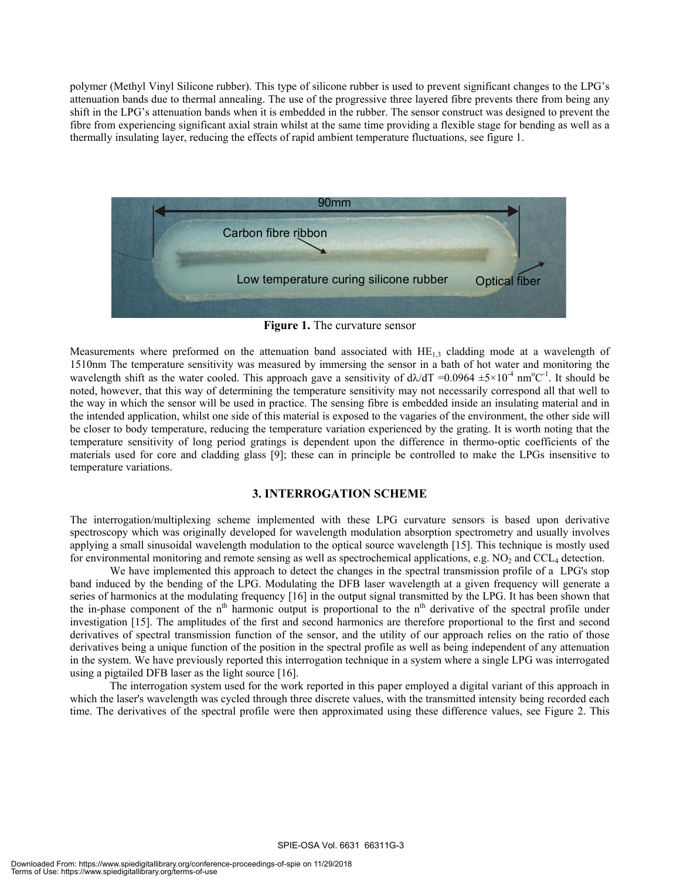polymer (Methyl Vinyl Silicone rubber). This type of silicone rubber is used to prevent significant changes to the LPG's attenuation bands due to thermal annealing. The use of the progressive three layered fibre prevents there from being any shift in the LPG's attenuation bands when it is embedded in the rubber. The sensor construct was designed to prevent the fibre from experiencing significant axial strain whilst at the same time providing a flexible stage for bending as well as a thermally insulating layer, reducing the effects of rapid ambient temperature fluctuations, see figure 1.

**Figure 1.** The curvature sensor

Measurements where preformed on the attenuation band associated with $HE_{1,3}$ cladding mode at a wavelength of 1510nm The temperature sensitivity was measured by immersing the sensor in a bath of hot water and monitoring the wavelength shift as the water cooled. This approach gave a sensitivity of $d\lambda/dT = 0.0964 \pm 5\times10^{-4}$ nm$^{o}$C$^{-1}$. It should be noted, however, that this way of determining the temperature sensitivity may not necessarily correspond all that well to the way in which the sensor will be used in practice. The sensing fibre is embedded inside an insulating material and in the intended application, whilst one side of this material is exposed to the vagaries of the environment, the other side will be closer to body temperature, reducing the temperature variation experienced by the grating. It is worth noting that the temperature sensitivity of long period gratings is dependent upon the difference in thermo-optic coefficients of the materials used for core and cladding glass [9]; these can in principle be controlled to make the LPGs insensitive to temperature variations.

## 3. INTERROGATION SCHEME

The interrogation/multiplexing scheme implemented with these LPG curvature sensors is based upon derivative spectroscopy which was originally developed for wavelength modulation absorption spectrometry and usually involves applying a small sinusoidal wavelength modulation to the optical source wavelength [15]. This technique is mostly used for environmental monitoring and remote sensing as well as spectrochemical applications, e.g. $NO_2$ and $CCL_4$ detection.

We have implemented this approach to detect the changes in the spectral transmission profile of a LPG's stop band induced by the bending of the LPG. Modulating the DFB laser wavelength at a given frequency will generate a series of harmonics at the modulating frequency [16] in the output signal transmitted by the LPG. It has been shown that the in-phase component of the $n^{th}$ harmonic output is proportional to the $n^{th}$ derivative of the spectral profile under investigation [15]. The amplitudes of the first and second harmonics are therefore proportional to the first and second derivatives of spectral transmission function of the sensor, and the utility of our approach relies on the ratio of those derivatives being a unique function of the position in the spectral profile as well as being independent of any attenuation in the system. We have previously reported this interrogation technique in a system where a single LPG was interrogated using a pigtailed DFB laser as the light source [16].

The interrogation system used for the work reported in this paper employed a digital variant of this approach in which the laser's wavelength was cycled through three discrete values, with the transmitted intensity being recorded each time. The derivatives of the spectral profile were then approximated using these difference values, see Figure 2. This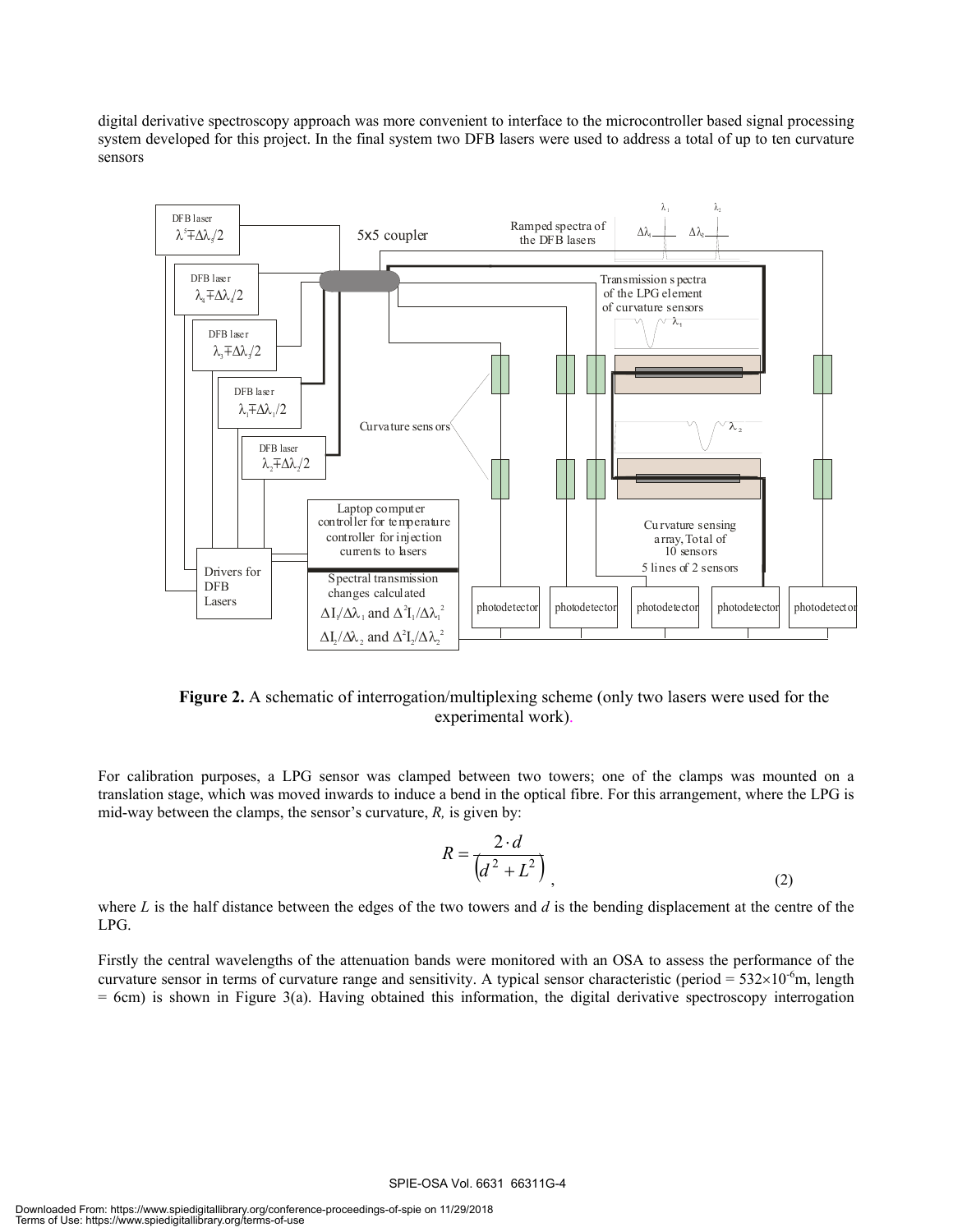digital derivative spectroscopy approach was more convenient to interface to the microcontroller based signal processing system developed for this project. In the final system two DFB lasers were used to address a total of up to ten curvature sensors

**Figure 2.** A schematic of interrogation/multiplexing scheme (only two lasers were used for the experimental work).

For calibration purposes, a LPG sensor was clamped between two towers; one of the clamps was mounted on a translation stage, which was moved inwards to induce a bend in the optical fibre. For this arrangement, where the LPG is mid-way between the clamps, the sensor's curvature, *R,* is given by:

$$R = \frac{2 \cdot d}{\left(d^2 + L^2\right)}, \quad (2)$$

where *L* is the half distance between the edges of the two towers and *d* is the bending displacement at the centre of the LPG.

Firstly the central wavelengths of the attenuation bands were monitored with an OSA to assess the performance of the curvature sensor in terms of curvature range and sensitivity. A typical sensor characteristic (period = $532 \times 10^{-6}$m, length = 6cm) is shown in Figure 3(a). Having obtained this information, the digital derivative spectroscopy interrogation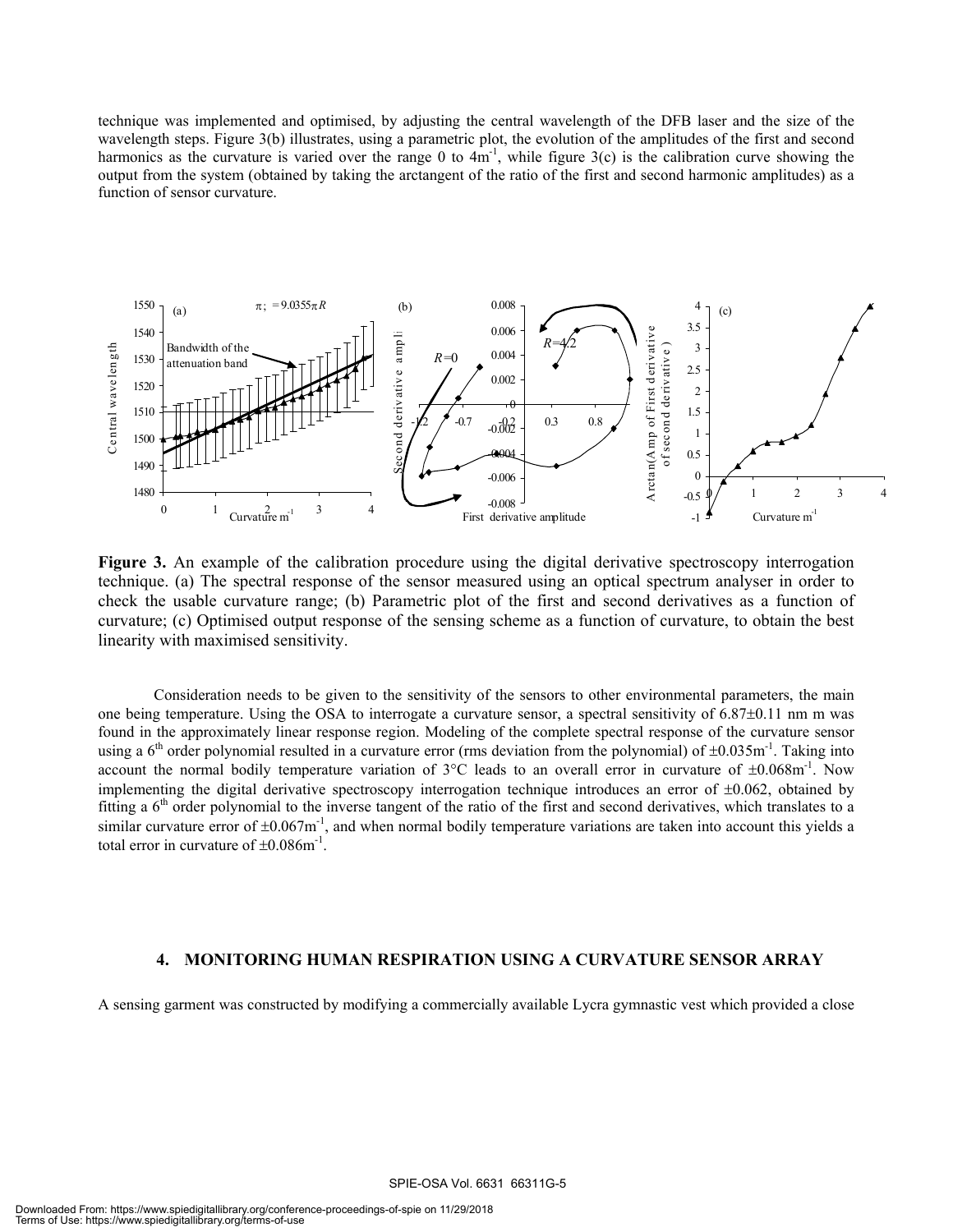technique was implemented and optimised, by adjusting the central wavelength of the DFB laser and the size of the wavelength steps. Figure 3(b) illustrates, using a parametric plot, the evolution of the amplitudes of the first and second harmonics as the curvature is varied over the range 0 to $4\text{m}^{-1}$, while figure 3(c) is the calibration curve showing the output from the system (obtained by taking the arctangent of the ratio of the first and second harmonic amplitudes) as a function of sensor curvature.

**Figure 3.** An example of the calibration procedure using the digital derivative spectroscopy interrogation technique. (a) The spectral response of the sensor measured using an optical spectrum analyser in order to check the usable curvature range; (b) Parametric plot of the first and second derivatives as a function of curvature; (c) Optimised output response of the sensing scheme as a function of curvature, to obtain the best linearity with maximised sensitivity.

Consideration needs to be given to the sensitivity of the sensors to other environmental parameters, the main one being temperature. Using the OSA to interrogate a curvature sensor, a spectral sensitivity of $6.87\pm0.11$ nm m was found in the approximately linear response region. Modeling of the complete spectral response of the curvature sensor using a $6^{th}$ order polynomial resulted in a curvature error (rms deviation from the polynomial) of $\pm0.035\text{m}^{-1}$. Taking into account the normal bodily temperature variation of 3°C leads to an overall error in curvature of $\pm0.068\text{m}^{-1}$. Now implementing the digital derivative spectroscopy interrogation technique introduces an error of $\pm0.062$, obtained by fitting a $6^{th}$ order polynomial to the inverse tangent of the ratio of the first and second derivatives, which translates to a similar curvature error of $\pm0.067\text{m}^{-1}$, and when normal bodily temperature variations are taken into account this yields a total error in curvature of $\pm0.086\text{m}^{-1}$.

## 4. MONITORING HUMAN RESPIRATION USING A CURVATURE SENSOR ARRAY

A sensing garment was constructed by modifying a commercially available Lycra gymnastic vest which provided a close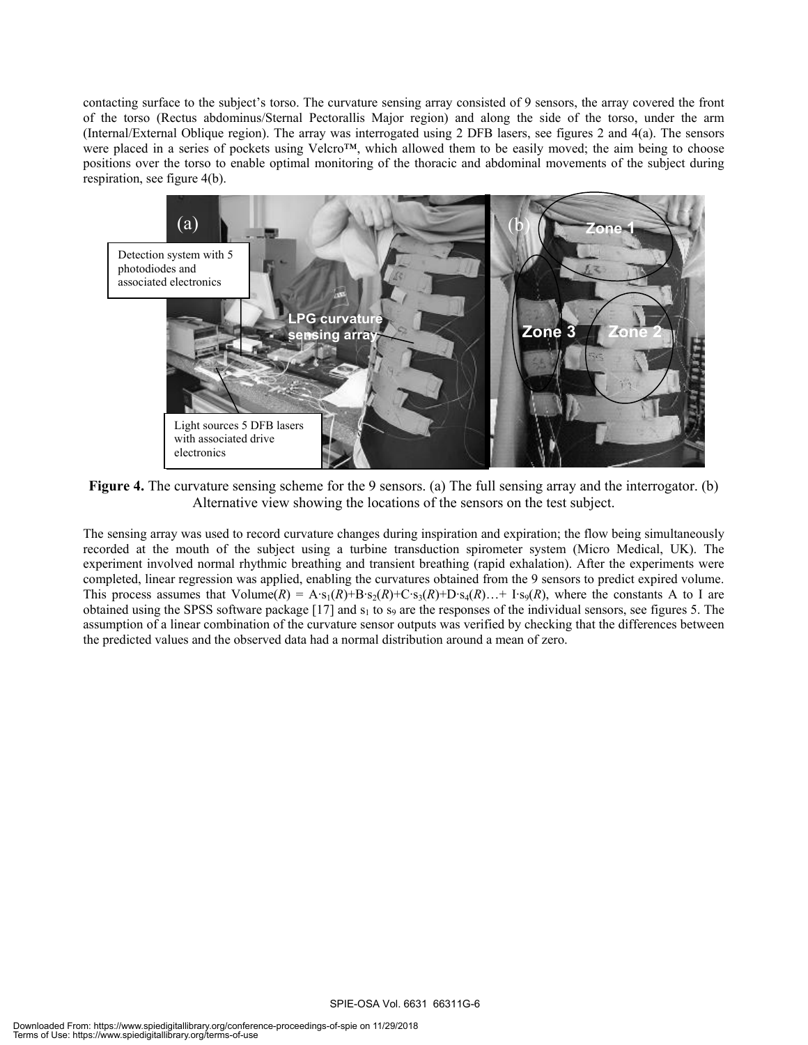contacting surface to the subject's torso. The curvature sensing array consisted of 9 sensors, the array covered the front of the torso (Rectus abdominus/Sternal Pectorallis Major region) and along the side of the torso, under the arm (Internal/External Oblique region). The array was interrogated using 2 DFB lasers, see figures 2 and 4(a). The sensors were placed in a series of pockets using Velcro™, which allowed them to be easily moved; the aim being to choose positions over the torso to enable optimal monitoring of the thoracic and abdominal movements of the subject during respiration, see figure 4(b).

**Figure 4.** The curvature sensing scheme for the 9 sensors. (a) The full sensing array and the interrogator. (b) Alternative view showing the locations of the sensors on the test subject.

The sensing array was used to record curvature changes during inspiration and expiration; the flow being simultaneously recorded at the mouth of the subject using a turbine transduction spirometer system (Micro Medical, UK). The experiment involved normal rhythmic breathing and transient breathing (rapid exhalation). After the experiments were completed, linear regression was applied, enabling the curvatures obtained from the 9 sensors to predict expired volume. This process assumes that $\text{Volume}(R) = A \cdot s_1(R) + B \cdot s_2(R) + C \cdot s_3(R) + D \cdot s_4(R) \ldots + I \cdot s_9(R)$, where the constants A to I are obtained using the SPSS software package [17] and $s_1$ to $s_9$ are the responses of the individual sensors, see figures 5. The assumption of a linear combination of the curvature sensor outputs was verified by checking that the differences between the predicted values and the observed data had a normal distribution around a mean of zero.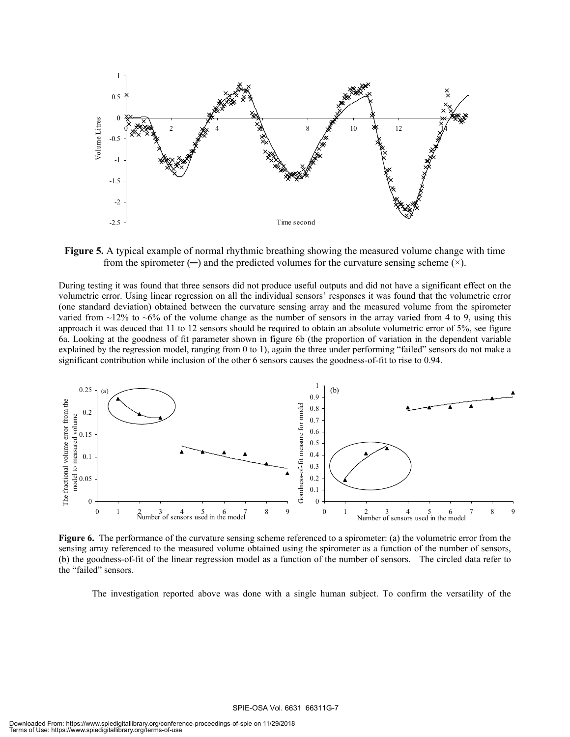**Figure 5.** A typical example of normal rhythmic breathing showing the measured volume change with time from the spirometer (─) and the predicted volumes for the curvature sensing scheme (×).

During testing it was found that three sensors did not produce useful outputs and did not have a significant effect on the volumetric error. Using linear regression on all the individual sensors' responses it was found that the volumetric error (one standard deviation) obtained between the curvature sensing array and the measured volume from the spirometer varied from ~12% to ~6% of the volume change as the number of sensors in the array varied from 4 to 9, using this approach it was deuced that 11 to 12 sensors should be required to obtain an absolute volumetric error of 5%, see figure 6a. Looking at the goodness of fit parameter shown in figure 6b (the proportion of variation in the dependent variable explained by the regression model, ranging from 0 to 1), again the three under performing "failed" sensors do not make a significant contribution while inclusion of the other 6 sensors causes the goodness-of-fit to rise to 0.94.

**Figure 6.** The performance of the curvature sensing scheme referenced to a spirometer: (a) the volumetric error from the sensing array referenced to the measured volume obtained using the spirometer as a function of the number of sensors, (b) the goodness-of-fit of the linear regression model as a function of the number of sensors. The circled data refer to the "failed" sensors.

The investigation reported above was done with a single human subject. To confirm the versatility of the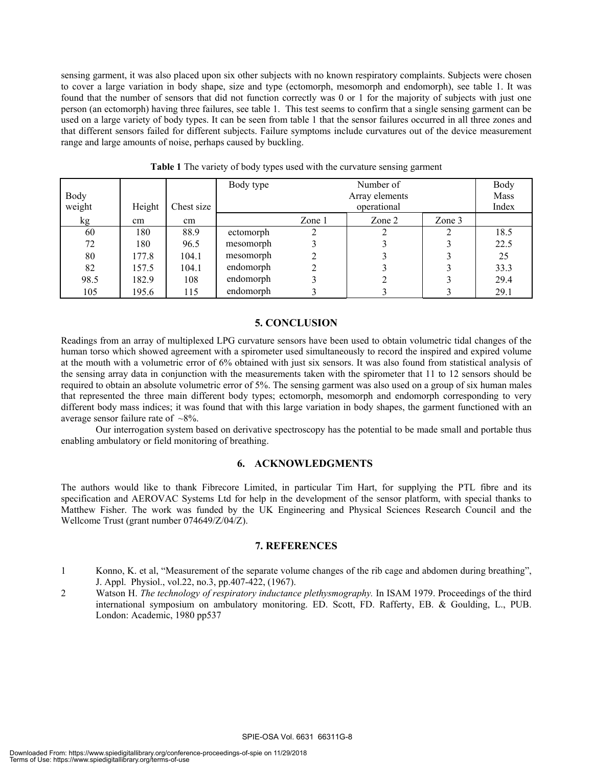sensing garment, it was also placed upon six other subjects with no known respiratory complaints. Subjects were chosen to cover a large variation in body shape, size and type (ectomorph, mesomorph and endomorph), see table 1. It was found that the number of sensors that did not function correctly was 0 or 1 for the majority of subjects with just one person (an ectomorph) having three failures, see table 1. This test seems to confirm that a single sensing garment can be used on a large variety of body types. It can be seen from table 1 that the sensor failures occurred in all three zones and that different sensors failed for different subjects. Failure symptoms include curvatures out of the device measurement range and large amounts of noise, perhaps caused by buckling.

**Table 1** The variety of body types used with the curvature sensing garment

| Body weight | Height | Chest size | Body type | Number of Array elements operational | | | Body Mass Index |
|---|---|---|---|---|---|---|---|
| kg | cm | cm | | Zone 1 | Zone 2 | Zone 3 | |
| 60 | 180 | 88.9 | ectomorph | 2 | 2 | 2 | 18.5 |
| 72 | 180 | 96.5 | mesomorph | 3 | 3 | 3 | 22.5 |
| 80 | 177.8 | 104.1 | mesomorph | 2 | 3 | 3 | 25 |
| 82 | 157.5 | 104.1 | endomorph | 2 | 3 | 3 | 33.3 |
| 98.5 | 182.9 | 108 | endomorph | 3 | 2 | 3 | 29.4 |
| 105 | 195.6 | 115 | endomorph | 3 | 3 | 3 | 29.1 |

## 5. CONCLUSION

Readings from an array of multiplexed LPG curvature sensors have been used to obtain volumetric tidal changes of the human torso which showed agreement with a spirometer used simultaneously to record the inspired and expired volume at the mouth with a volumetric error of 6% obtained with just six sensors. It was also found from statistical analysis of the sensing array data in conjunction with the measurements taken with the spirometer that 11 to 12 sensors should be required to obtain an absolute volumetric error of 5%. The sensing garment was also used on a group of six human males that represented the three main different body types; ectomorph, mesomorph and endomorph corresponding to very different body mass indices; it was found that with this large variation in body shapes, the garment functioned with an average sensor failure rate of ~8%.

Our interrogation system based on derivative spectroscopy has the potential to be made small and portable thus enabling ambulatory or field monitoring of breathing.

## 6. ACKNOWLEDGMENTS

The authors would like to thank Fibrecore Limited, in particular Tim Hart, for supplying the PTL fibre and its specification and AEROVAC Systems Ltd for help in the development of the sensor platform, with special thanks to Matthew Fisher. The work was funded by the UK Engineering and Physical Sciences Research Council and the Wellcome Trust (grant number 074649/Z/04/Z).

## 7. REFERENCES

1. Konno, K. et al, "Measurement of the separate volume changes of the rib cage and abdomen during breathing", J. Appl. Physiol., vol.22, no.3, pp.407-422, (1967).
2. Watson H. *The technology of respiratory inductance plethysmography.* In ISAM 1979. Proceedings of the third international symposium on ambulatory monitoring. ED. Scott, FD. Rafferty, EB. & Goulding, L., PUB. London: Academic, 1980 pp537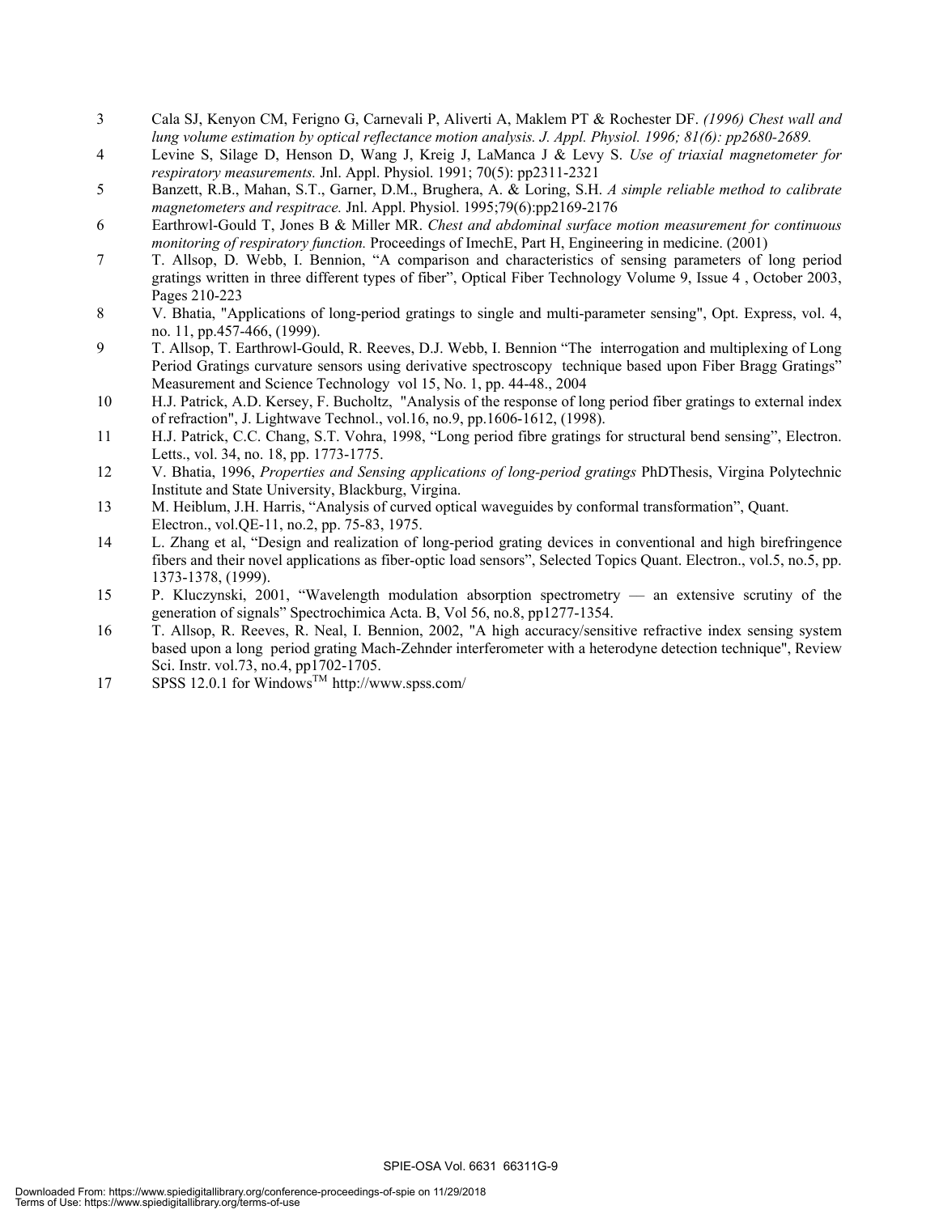3 Cala SJ, Kenyon CM, Ferigno G, Carnevali P, Aliverti A, Maklem PT & Rochester DF. *(1996) Chest wall and lung volume estimation by optical reflectance motion analysis. J. Appl. Physiol. 1996; 81(6): pp2680-2689.*

4 Levine S, Silage D, Henson D, Wang J, Kreig J, LaManca J & Levy S. *Use of triaxial magnetometer for respiratory measurements.* Jnl. Appl. Physiol. 1991; 70(5): pp2311-2321

5 Banzett, R.B., Mahan, S.T., Garner, D.M., Brughera, A. & Loring, S.H. *A simple reliable method to calibrate magnetometers and respitrace.* Jnl. Appl. Physiol. 1995;79(6):pp2169-2176

6 Earthrowl-Gould T, Jones B & Miller MR. *Chest and abdominal surface motion measurement for continuous monitoring of respiratory function.* Proceedings of ImechE, Part H, Engineering in medicine. (2001)

7 T. Allsop, D. Webb, I. Bennion, "A comparison and characteristics of sensing parameters of long period gratings written in three different types of fiber", Optical Fiber Technology Volume 9, Issue 4 , October 2003, Pages 210-223

8 V. Bhatia, "Applications of long-period gratings to single and multi-parameter sensing", Opt. Express, vol. 4, no. 11, pp.457-466, (1999).

9 T. Allsop, T. Earthrowl-Gould, R. Reeves, D.J. Webb, I. Bennion "The interrogation and multiplexing of Long Period Gratings curvature sensors using derivative spectroscopy technique based upon Fiber Bragg Gratings" Measurement and Science Technology vol 15, No. 1, pp. 44-48., 2004

10 H.J. Patrick, A.D. Kersey, F. Bucholtz, "Analysis of the response of long period fiber gratings to external index of refraction", J. Lightwave Technol., vol.16, no.9, pp.1606-1612, (1998).

11 H.J. Patrick, C.C. Chang, S.T. Vohra, 1998, "Long period fibre gratings for structural bend sensing", Electron. Letts., vol. 34, no. 18, pp. 1773-1775.

12 V. Bhatia, 1996, *Properties and Sensing applications of long-period gratings* PhDThesis, Virgina Polytechnic Institute and State University, Blackburg, Virgina.

13 M. Heiblum, J.H. Harris, "Analysis of curved optical waveguides by conformal transformation", Quant. Electron., vol.QE-11, no.2, pp. 75-83, 1975.

14 L. Zhang et al, "Design and realization of long-period grating devices in conventional and high birefringence fibers and their novel applications as fiber-optic load sensors", Selected Topics Quant. Electron., vol.5, no.5, pp. 1373-1378, (1999).

15 P. Kluczynski, 2001, "Wavelength modulation absorption spectrometry — an extensive scrutiny of the generation of signals" Spectrochimica Acta. B, Vol 56, no.8, pp1277-1354.

16 T. Allsop, R. Reeves, R. Neal, I. Bennion, 2002, "A high accuracy/sensitive refractive index sensing system based upon a long period grating Mach-Zehnder interferometer with a heterodyne detection technique", Review Sci. Instr. vol.73, no.4, pp1702-1705.

17 SPSS 12.0.1 for Windows™ http://www.spss.com/